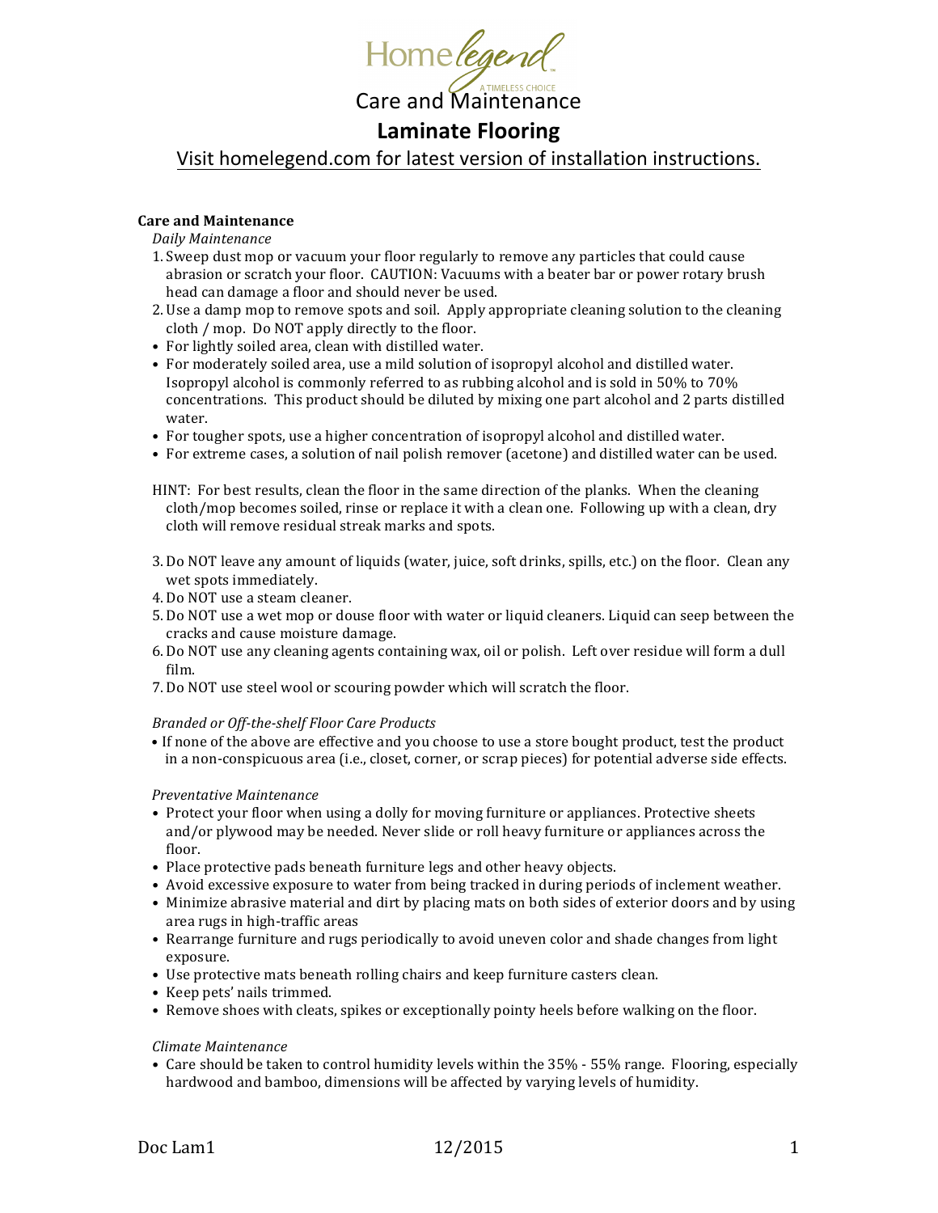Home*legend*

A TIMELESS CHOICE

# Care and Maintenance

# **Laminate Flooring**

Visit homelegend.com for latest version of installation instructions.

**Care and Maintenance**

*Daily Maintenance*

1. Sweep dust mop or vacuum your floor regularly to remove any particles that could cause abrasion or scratch your floor. CAUTION: Vacuums with a beater bar or power rotary brush head can damage a floor and should never be used.
2. Use a damp mop to remove spots and soil. Apply appropriate cleaning solution to the cleaning cloth / mop. Do NOT apply directly to the floor.

- For lightly soiled area, clean with distilled water.
- For moderately soiled area, use a mild solution of isopropyl alcohol and distilled water. Isopropyl alcohol is commonly referred to as rubbing alcohol and is sold in 50% to 70% concentrations. This product should be diluted by mixing one part alcohol and 2 parts distilled water.
- For tougher spots, use a higher concentration of isopropyl alcohol and distilled water.
- For extreme cases, a solution of nail polish remover (acetone) and distilled water can be used.

HINT: For best results, clean the floor in the same direction of the planks. When the cleaning cloth/mop becomes soiled, rinse or replace it with a clean one. Following up with a clean, dry cloth will remove residual streak marks and spots.

3. Do NOT leave any amount of liquids (water, juice, soft drinks, spills, etc.) on the floor. Clean any wet spots immediately.
4. Do NOT use a steam cleaner.
5. Do NOT use a wet mop or douse floor with water or liquid cleaners. Liquid can seep between the cracks and cause moisture damage.
6. Do NOT use any cleaning agents containing wax, oil or polish. Left over residue will form a dull film.
7. Do NOT use steel wool or scouring powder which will scratch the floor.

*Branded or Off-the-shelf Floor Care Products*

- If none of the above are effective and you choose to use a store bought product, test the product in a non-conspicuous area (i.e., closet, corner, or scrap pieces) for potential adverse side effects.

*Preventative Maintenance*

- Protect your floor when using a dolly for moving furniture or appliances. Protective sheets and/or plywood may be needed. Never slide or roll heavy furniture or appliances across the floor.
- Place protective pads beneath furniture legs and other heavy objects.
- Avoid excessive exposure to water from being tracked in during periods of inclement weather.
- Minimize abrasive material and dirt by placing mats on both sides of exterior doors and by using area rugs in high-traffic areas
- Rearrange furniture and rugs periodically to avoid uneven color and shade changes from light exposure.
- Use protective mats beneath rolling chairs and keep furniture casters clean.
- Keep pets' nails trimmed.
- Remove shoes with cleats, spikes or exceptionally pointy heels before walking on the floor.

*Climate Maintenance*

- Care should be taken to control humidity levels within the 35% - 55% range. Flooring, especially hardwood and bamboo, dimensions will be affected by varying levels of humidity.

Doc Lam1 12/2015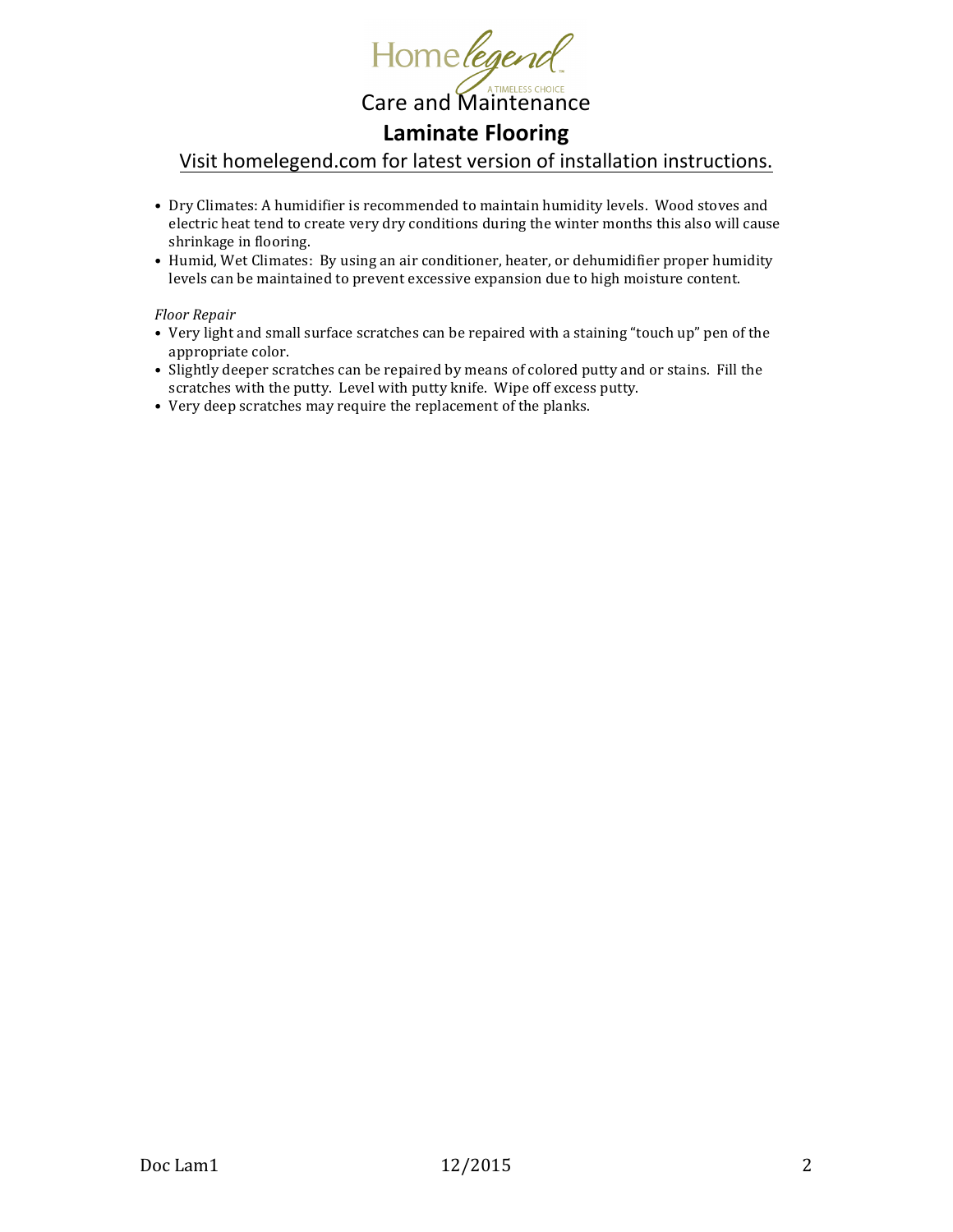Care and Maintenance

## Laminate Flooring

Visit homelegend.com for latest version of installation instructions.

- Dry Climates: A humidifier is recommended to maintain humidity levels. Wood stoves and electric heat tend to create very dry conditions during the winter months this also will cause shrinkage in flooring.
- Humid, Wet Climates: By using an air conditioner, heater, or dehumidifier proper humidity levels can be maintained to prevent excessive expansion due to high moisture content.

*Floor Repair*

- Very light and small surface scratches can be repaired with a staining "touch up" pen of the appropriate color.
- Slightly deeper scratches can be repaired by means of colored putty and or stains. Fill the scratches with the putty. Level with putty knife. Wipe off excess putty.
- Very deep scratches may require the replacement of the planks.

Doc Lam1 12/2015